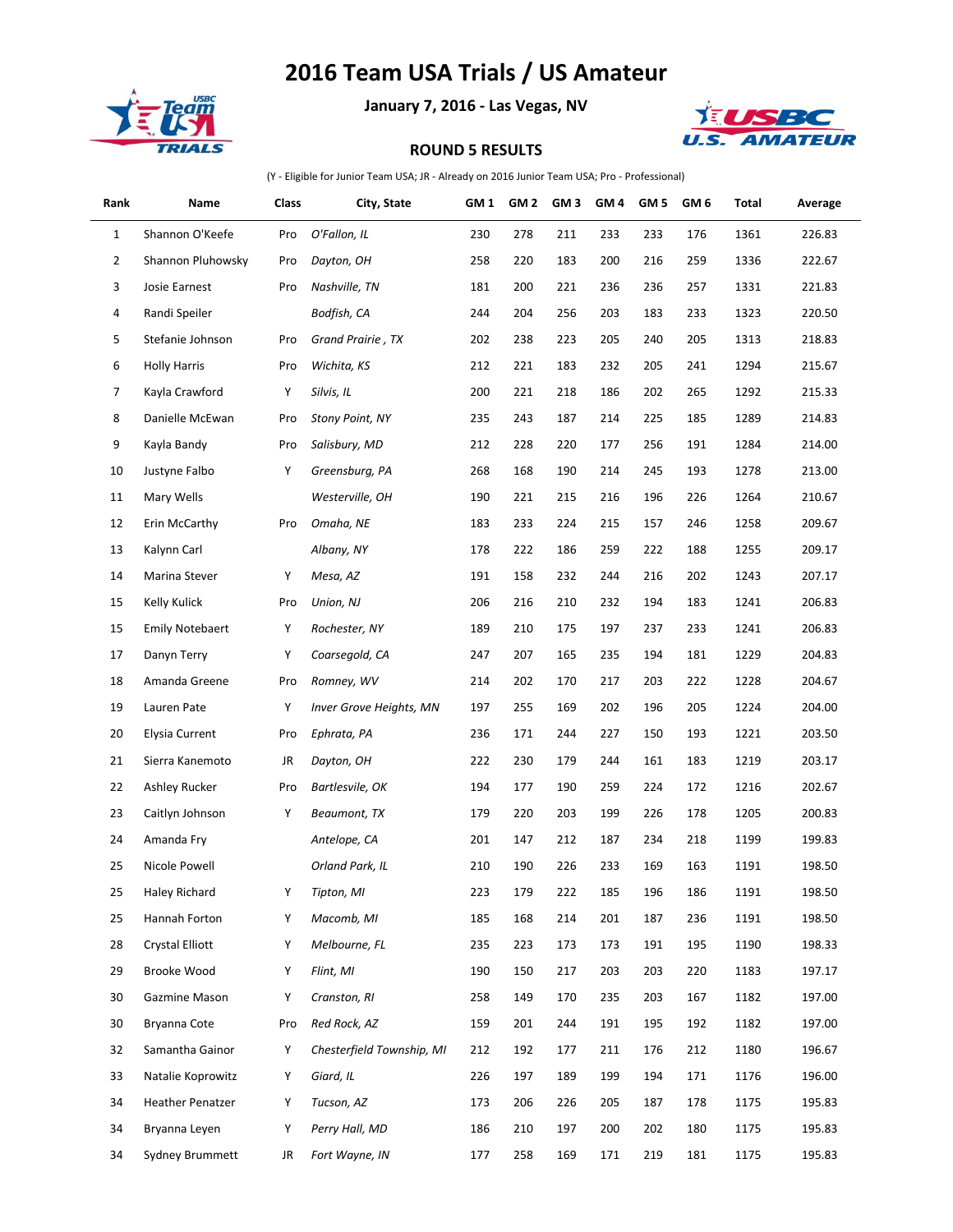# 2016 Team USA Trials / US Amateur

**January 7, 2016 - Las Vegas, NV**

## ROUND 5 RESULTS

(Y - Eligible for Junior Team USA; JR - Already on 2016 Junior Team USA; Pro - Professional)

| Rank | Name | Class | City, State | GM 1 | GM 2 | GM 3 | GM 4 | GM 5 | GM 6 | Total | Average |
|---|---|---|---|---|---|---|---|---|---|---|---|
| 1 | Shannon O'Keefe | Pro | *O'Fallon, IL* | 230 | 278 | 211 | 233 | 233 | 176 | 1361 | 226.83 |
| 2 | Shannon Pluhowsky | Pro | *Dayton, OH* | 258 | 220 | 183 | 200 | 216 | 259 | 1336 | 222.67 |
| 3 | Josie Earnest | Pro | *Nashville, TN* | 181 | 200 | 221 | 236 | 236 | 257 | 1331 | 221.83 |
| 4 | Randi Speiler | | *Bodfish, CA* | 244 | 204 | 256 | 203 | 183 | 233 | 1323 | 220.50 |
| 5 | Stefanie Johnson | Pro | *Grand Prairie , TX* | 202 | 238 | 223 | 205 | 240 | 205 | 1313 | 218.83 |
| 6 | Holly Harris | Pro | *Wichita, KS* | 212 | 221 | 183 | 232 | 205 | 241 | 1294 | 215.67 |
| 7 | Kayla Crawford | Y | *Silvis, IL* | 200 | 221 | 218 | 186 | 202 | 265 | 1292 | 215.33 |
| 8 | Danielle McEwan | Pro | *Stony Point, NY* | 235 | 243 | 187 | 214 | 225 | 185 | 1289 | 214.83 |
| 9 | Kayla Bandy | Pro | *Salisbury, MD* | 212 | 228 | 220 | 177 | 256 | 191 | 1284 | 214.00 |
| 10 | Justyne Falbo | Y | *Greensburg, PA* | 268 | 168 | 190 | 214 | 245 | 193 | 1278 | 213.00 |
| 11 | Mary Wells | | *Westerville, OH* | 190 | 221 | 215 | 216 | 196 | 226 | 1264 | 210.67 |
| 12 | Erin McCarthy | Pro | *Omaha, NE* | 183 | 233 | 224 | 215 | 157 | 246 | 1258 | 209.67 |
| 13 | Kalynn Carl | | *Albany, NY* | 178 | 222 | 186 | 259 | 222 | 188 | 1255 | 209.17 |
| 14 | Marina Stever | Y | *Mesa, AZ* | 191 | 158 | 232 | 244 | 216 | 202 | 1243 | 207.17 |
| 15 | Kelly Kulick | Pro | *Union, NJ* | 206 | 216 | 210 | 232 | 194 | 183 | 1241 | 206.83 |
| 15 | Emily Notebaert | Y | *Rochester, NY* | 189 | 210 | 175 | 197 | 237 | 233 | 1241 | 206.83 |
| 17 | Danyn Terry | Y | *Coarsegold, CA* | 247 | 207 | 165 | 235 | 194 | 181 | 1229 | 204.83 |
| 18 | Amanda Greene | Pro | *Romney, WV* | 214 | 202 | 170 | 217 | 203 | 222 | 1228 | 204.67 |
| 19 | Lauren Pate | Y | *Inver Grove Heights, MN* | 197 | 255 | 169 | 202 | 196 | 205 | 1224 | 204.00 |
| 20 | Elysia Current | Pro | *Ephrata, PA* | 236 | 171 | 244 | 227 | 150 | 193 | 1221 | 203.50 |
| 21 | Sierra Kanemoto | JR | *Dayton, OH* | 222 | 230 | 179 | 244 | 161 | 183 | 1219 | 203.17 |
| 22 | Ashley Rucker | Pro | *Bartlesvile, OK* | 194 | 177 | 190 | 259 | 224 | 172 | 1216 | 202.67 |
| 23 | Caitlyn Johnson | Y | *Beaumont, TX* | 179 | 220 | 203 | 199 | 226 | 178 | 1205 | 200.83 |
| 24 | Amanda Fry | | *Antelope, CA* | 201 | 147 | 212 | 187 | 234 | 218 | 1199 | 199.83 |
| 25 | Nicole Powell | | *Orland Park, IL* | 210 | 190 | 226 | 233 | 169 | 163 | 1191 | 198.50 |
| 25 | Haley Richard | Y | *Tipton, MI* | 223 | 179 | 222 | 185 | 196 | 186 | 1191 | 198.50 |
| 25 | Hannah Forton | Y | *Macomb, MI* | 185 | 168 | 214 | 201 | 187 | 236 | 1191 | 198.50 |
| 28 | Crystal Elliott | Y | *Melbourne, FL* | 235 | 223 | 173 | 173 | 191 | 195 | 1190 | 198.33 |
| 29 | Brooke Wood | Y | *Flint, MI* | 190 | 150 | 217 | 203 | 203 | 220 | 1183 | 197.17 |
| 30 | Gazmine Mason | Y | *Cranston, RI* | 258 | 149 | 170 | 235 | 203 | 167 | 1182 | 197.00 |
| 30 | Bryanna Cote | Pro | *Red Rock, AZ* | 159 | 201 | 244 | 191 | 195 | 192 | 1182 | 197.00 |
| 32 | Samantha Gainor | Y | *Chesterfield Township, MI* | 212 | 192 | 177 | 211 | 176 | 212 | 1180 | 196.67 |
| 33 | Natalie Koprowitz | Y | *Giard, IL* | 226 | 197 | 189 | 199 | 194 | 171 | 1176 | 196.00 |
| 34 | Heather Penatzer | Y | *Tucson, AZ* | 173 | 206 | 226 | 205 | 187 | 178 | 1175 | 195.83 |
| 34 | Bryanna Leyen | Y | *Perry Hall, MD* | 186 | 210 | 197 | 200 | 202 | 180 | 1175 | 195.83 |
| 34 | Sydney Brummett | JR | *Fort Wayne, IN* | 177 | 258 | 169 | 171 | 219 | 181 | 1175 | 195.83 |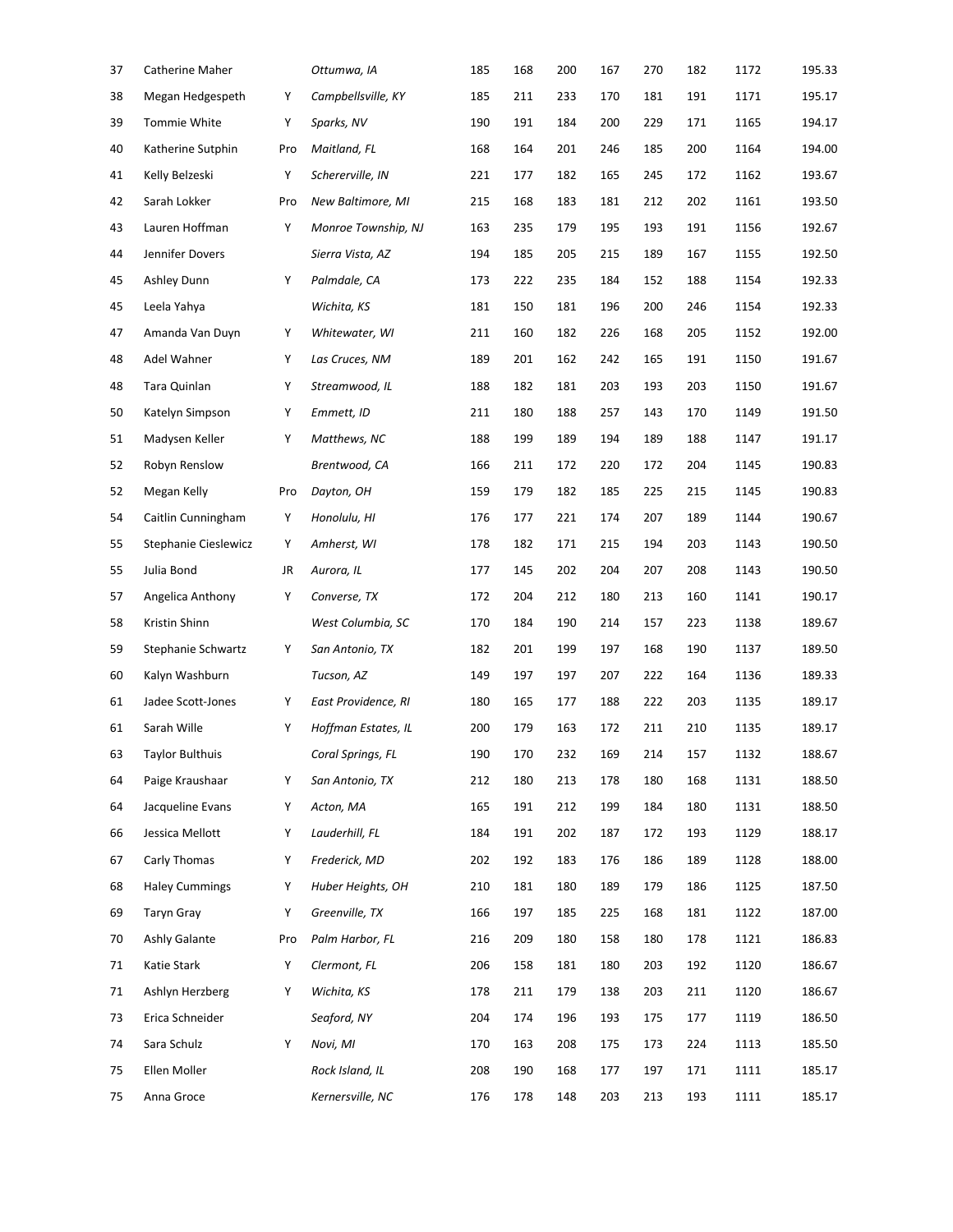| | | | | | | | | | | | |
|---|---|---|---|---|---|---|---|---|---|---|---|
| 37 | Catherine Maher | | *Ottumwa, IA* | 185 | 168 | 200 | 167 | 270 | 182 | 1172 | 195.33 |
| 38 | Megan Hedgespeth | Y | *Campbellsville, KY* | 185 | 211 | 233 | 170 | 181 | 191 | 1171 | 195.17 |
| 39 | Tommie White | Y | *Sparks, NV* | 190 | 191 | 184 | 200 | 229 | 171 | 1165 | 194.17 |
| 40 | Katherine Sutphin | Pro | *Maitland, FL* | 168 | 164 | 201 | 246 | 185 | 200 | 1164 | 194.00 |
| 41 | Kelly Belzeski | Y | *Schererville, IN* | 221 | 177 | 182 | 165 | 245 | 172 | 1162 | 193.67 |
| 42 | Sarah Lokker | Pro | *New Baltimore, MI* | 215 | 168 | 183 | 181 | 212 | 202 | 1161 | 193.50 |
| 43 | Lauren Hoffman | Y | *Monroe Township, NJ* | 163 | 235 | 179 | 195 | 193 | 191 | 1156 | 192.67 |
| 44 | Jennifer Dovers | | *Sierra Vista, AZ* | 194 | 185 | 205 | 215 | 189 | 167 | 1155 | 192.50 |
| 45 | Ashley Dunn | Y | *Palmdale, CA* | 173 | 222 | 235 | 184 | 152 | 188 | 1154 | 192.33 |
| 45 | Leela Yahya | | *Wichita, KS* | 181 | 150 | 181 | 196 | 200 | 246 | 1154 | 192.33 |
| 47 | Amanda Van Duyn | Y | *Whitewater, WI* | 211 | 160 | 182 | 226 | 168 | 205 | 1152 | 192.00 |
| 48 | Adel Wahner | Y | *Las Cruces, NM* | 189 | 201 | 162 | 242 | 165 | 191 | 1150 | 191.67 |
| 48 | Tara Quinlan | Y | *Streamwood, IL* | 188 | 182 | 181 | 203 | 193 | 203 | 1150 | 191.67 |
| 50 | Katelyn Simpson | Y | *Emmett, ID* | 211 | 180 | 188 | 257 | 143 | 170 | 1149 | 191.50 |
| 51 | Madysen Keller | Y | *Matthews, NC* | 188 | 199 | 189 | 194 | 189 | 188 | 1147 | 191.17 |
| 52 | Robyn Renslow | | *Brentwood, CA* | 166 | 211 | 172 | 220 | 172 | 204 | 1145 | 190.83 |
| 52 | Megan Kelly | Pro | *Dayton, OH* | 159 | 179 | 182 | 185 | 225 | 215 | 1145 | 190.83 |
| 54 | Caitlin Cunningham | Y | *Honolulu, HI* | 176 | 177 | 221 | 174 | 207 | 189 | 1144 | 190.67 |
| 55 | Stephanie Cieslewicz | Y | *Amherst, WI* | 178 | 182 | 171 | 215 | 194 | 203 | 1143 | 190.50 |
| 55 | Julia Bond | JR | *Aurora, IL* | 177 | 145 | 202 | 204 | 207 | 208 | 1143 | 190.50 |
| 57 | Angelica Anthony | Y | *Converse, TX* | 172 | 204 | 212 | 180 | 213 | 160 | 1141 | 190.17 |
| 58 | Kristin Shinn | | *West Columbia, SC* | 170 | 184 | 190 | 214 | 157 | 223 | 1138 | 189.67 |
| 59 | Stephanie Schwartz | Y | *San Antonio, TX* | 182 | 201 | 199 | 197 | 168 | 190 | 1137 | 189.50 |
| 60 | Kalyn Washburn | | *Tucson, AZ* | 149 | 197 | 197 | 207 | 222 | 164 | 1136 | 189.33 |
| 61 | Jadee Scott-Jones | Y | *East Providence, RI* | 180 | 165 | 177 | 188 | 222 | 203 | 1135 | 189.17 |
| 61 | Sarah Wille | Y | *Hoffman Estates, IL* | 200 | 179 | 163 | 172 | 211 | 210 | 1135 | 189.17 |
| 63 | Taylor Bulthuis | | *Coral Springs, FL* | 190 | 170 | 232 | 169 | 214 | 157 | 1132 | 188.67 |
| 64 | Paige Kraushaar | Y | *San Antonio, TX* | 212 | 180 | 213 | 178 | 180 | 168 | 1131 | 188.50 |
| 64 | Jacqueline Evans | Y | *Acton, MA* | 165 | 191 | 212 | 199 | 184 | 180 | 1131 | 188.50 |
| 66 | Jessica Mellott | Y | *Lauderhill, FL* | 184 | 191 | 202 | 187 | 172 | 193 | 1129 | 188.17 |
| 67 | Carly Thomas | Y | *Frederick, MD* | 202 | 192 | 183 | 176 | 186 | 189 | 1128 | 188.00 |
| 68 | Haley Cummings | Y | *Huber Heights, OH* | 210 | 181 | 180 | 189 | 179 | 186 | 1125 | 187.50 |
| 69 | Taryn Gray | Y | *Greenville, TX* | 166 | 197 | 185 | 225 | 168 | 181 | 1122 | 187.00 |
| 70 | Ashly Galante | Pro | *Palm Harbor, FL* | 216 | 209 | 180 | 158 | 180 | 178 | 1121 | 186.83 |
| 71 | Katie Stark | Y | *Clermont, FL* | 206 | 158 | 181 | 180 | 203 | 192 | 1120 | 186.67 |
| 71 | Ashlyn Herzberg | Y | *Wichita, KS* | 178 | 211 | 179 | 138 | 203 | 211 | 1120 | 186.67 |
| 73 | Erica Schneider | | *Seaford, NY* | 204 | 174 | 196 | 193 | 175 | 177 | 1119 | 186.50 |
| 74 | Sara Schulz | Y | *Novi, MI* | 170 | 163 | 208 | 175 | 173 | 224 | 1113 | 185.50 |
| 75 | Ellen Moller | | *Rock Island, IL* | 208 | 190 | 168 | 177 | 197 | 171 | 1111 | 185.17 |
| 75 | Anna Groce | | *Kernersville, NC* | 176 | 178 | 148 | 203 | 213 | 193 | 1111 | 185.17 |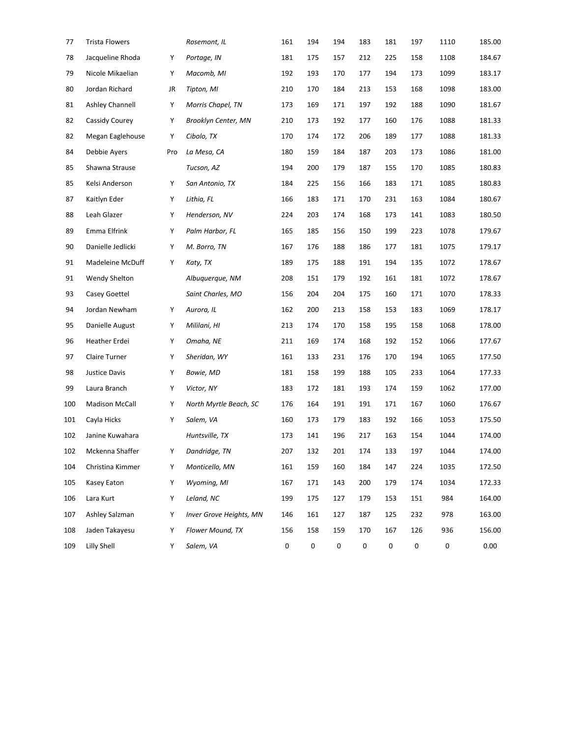| | | | | | | | | | | | |
|---|---|---|---|---|---|---|---|---|---|---|---|
| 77 | Trista Flowers | | *Rosemont, IL* | 161 | 194 | 194 | 183 | 181 | 197 | 1110 | 185.00 |
| 78 | Jacqueline Rhoda | Y | *Portage, IN* | 181 | 175 | 157 | 212 | 225 | 158 | 1108 | 184.67 |
| 79 | Nicole Mikaelian | Y | *Macomb, MI* | 192 | 193 | 170 | 177 | 194 | 173 | 1099 | 183.17 |
| 80 | Jordan Richard | JR | *Tipton, MI* | 210 | 170 | 184 | 213 | 153 | 168 | 1098 | 183.00 |
| 81 | Ashley Channell | Y | *Morris Chapel, TN* | 173 | 169 | 171 | 197 | 192 | 188 | 1090 | 181.67 |
| 82 | Cassidy Courey | Y | *Brooklyn Center, MN* | 210 | 173 | 192 | 177 | 160 | 176 | 1088 | 181.33 |
| 82 | Megan Eaglehouse | Y | *Cibolo, TX* | 170 | 174 | 172 | 206 | 189 | 177 | 1088 | 181.33 |
| 84 | Debbie Ayers | Pro | *La Mesa, CA* | 180 | 159 | 184 | 187 | 203 | 173 | 1086 | 181.00 |
| 85 | Shawna Strause | | *Tucson, AZ* | 194 | 200 | 179 | 187 | 155 | 170 | 1085 | 180.83 |
| 85 | Kelsi Anderson | Y | *San Antonio, TX* | 184 | 225 | 156 | 166 | 183 | 171 | 1085 | 180.83 |
| 87 | Kaitlyn Eder | Y | *Lithia, FL* | 166 | 183 | 171 | 170 | 231 | 163 | 1084 | 180.67 |
| 88 | Leah Glazer | Y | *Henderson, NV* | 224 | 203 | 174 | 168 | 173 | 141 | 1083 | 180.50 |
| 89 | Emma Elfrink | Y | *Palm Harbor, FL* | 165 | 185 | 156 | 150 | 199 | 223 | 1078 | 179.67 |
| 90 | Danielle Jedlicki | Y | *M. Borro, TN* | 167 | 176 | 188 | 186 | 177 | 181 | 1075 | 179.17 |
| 91 | Madeleine McDuff | Y | *Katy, TX* | 189 | 175 | 188 | 191 | 194 | 135 | 1072 | 178.67 |
| 91 | Wendy Shelton | | *Albuquerque, NM* | 208 | 151 | 179 | 192 | 161 | 181 | 1072 | 178.67 |
| 93 | Casey Goettel | | *Saint Charles, MO* | 156 | 204 | 204 | 175 | 160 | 171 | 1070 | 178.33 |
| 94 | Jordan Newham | Y | *Aurora, IL* | 162 | 200 | 213 | 158 | 153 | 183 | 1069 | 178.17 |
| 95 | Danielle August | Y | *Mililani, HI* | 213 | 174 | 170 | 158 | 195 | 158 | 1068 | 178.00 |
| 96 | Heather Erdei | Y | *Omaha, NE* | 211 | 169 | 174 | 168 | 192 | 152 | 1066 | 177.67 |
| 97 | Claire Turner | Y | *Sheridan, WY* | 161 | 133 | 231 | 176 | 170 | 194 | 1065 | 177.50 |
| 98 | Justice Davis | Y | *Bowie, MD* | 181 | 158 | 199 | 188 | 105 | 233 | 1064 | 177.33 |
| 99 | Laura Branch | Y | *Victor, NY* | 183 | 172 | 181 | 193 | 174 | 159 | 1062 | 177.00 |
| 100 | Madison McCall | Y | *North Myrtle Beach, SC* | 176 | 164 | 191 | 191 | 171 | 167 | 1060 | 176.67 |
| 101 | Cayla Hicks | Y | *Salem, VA* | 160 | 173 | 179 | 183 | 192 | 166 | 1053 | 175.50 |
| 102 | Janine Kuwahara | | *Huntsville, TX* | 173 | 141 | 196 | 217 | 163 | 154 | 1044 | 174.00 |
| 102 | Mckenna Shaffer | Y | *Dandridge, TN* | 207 | 132 | 201 | 174 | 133 | 197 | 1044 | 174.00 |
| 104 | Christina Kimmer | Y | *Monticello, MN* | 161 | 159 | 160 | 184 | 147 | 224 | 1035 | 172.50 |
| 105 | Kasey Eaton | Y | *Wyoming, MI* | 167 | 171 | 143 | 200 | 179 | 174 | 1034 | 172.33 |
| 106 | Lara Kurt | Y | *Leland, NC* | 199 | 175 | 127 | 179 | 153 | 151 | 984 | 164.00 |
| 107 | Ashley Salzman | Y | *Inver Grove Heights, MN* | 146 | 161 | 127 | 187 | 125 | 232 | 978 | 163.00 |
| 108 | Jaden Takayesu | Y | *Flower Mound, TX* | 156 | 158 | 159 | 170 | 167 | 126 | 936 | 156.00 |
| 109 | Lilly Shell | Y | *Salem, VA* | 0 | 0 | 0 | 0 | 0 | 0 | 0 | 0.00 |